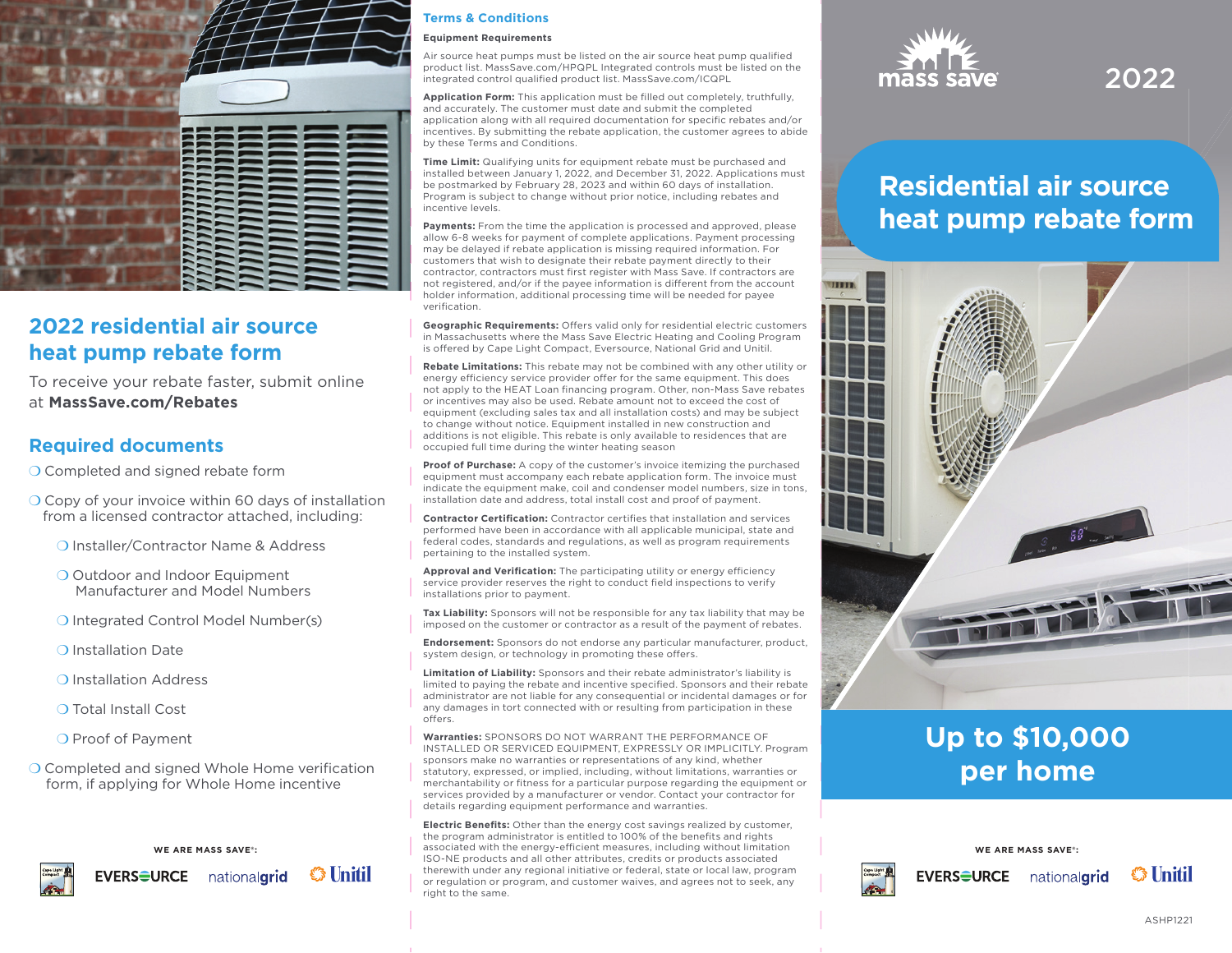## 2022 residential air source heat pump rebate form

To receive your rebate faster, submit online at **MassSave.com/Rebates**

## Required documents

- ❍ Completed and signed rebate form
- ❍ Copy of your invoice within 60 days of installation from a licensed contractor attached, including:
  - ❍ Installer/Contractor Name & Address
  - ❍ Outdoor and Indoor Equipment Manufacturer and Model Numbers
  - ❍ Integrated Control Model Number(s)
  - ❍ Installation Date
  - ❍ Installation Address
  - ❍ Total Install Cost
  - ❍ Proof of Payment
- ❍ Completed and signed Whole Home verification form, if applying for Whole Home incentive

WE ARE MASS SAVE®:

Cape Light Compact EVERSOURCE nationalgrid Unitil

## Terms & Conditions

**Equipment Requirements**

Air source heat pumps must be listed on the air source heat pump qualified product list. MassSave.com/HPQPL Integrated controls must be listed on the integrated control qualified product list. MassSave.com/ICQPL

**Application Form:** This application must be filled out completely, truthfully, and accurately. The customer must date and submit the completed application along with all required documentation for specific rebates and/or incentives. By submitting the rebate application, the customer agrees to abide by these Terms and Conditions.

**Time Limit:** Qualifying units for equipment rebate must be purchased and installed between January 1, 2022, and December 31, 2022. Applications must be postmarked by February 28, 2023 and within 60 days of installation. Program is subject to change without prior notice, including rebates and incentive levels.

**Payments:** From the time the application is processed and approved, please allow 6-8 weeks for payment of complete applications. Payment processing may be delayed if rebate application is missing required information. For customers that wish to designate their rebate payment directly to their contractor, contractors must first register with Mass Save. If contractors are not registered, and/or if the payee information is different from the account holder information, additional processing time will be needed for payee verification.

**Geographic Requirements:** Offers valid only for residential electric customers in Massachusetts where the Mass Save Electric Heating and Cooling Program is offered by Cape Light Compact, Eversource, National Grid and Unitil.

**Rebate Limitations:** This rebate may not be combined with any other utility or energy efficiency service provider offer for the same equipment. This does not apply to the HEAT Loan financing program. Other, non-Mass Save rebates or incentives may also be used. Rebate amount not to exceed the cost of equipment (excluding sales tax and all installation costs) and may be subject to change without notice. Equipment installed in new construction and additions is not eligible. This rebate is only available to residences that are occupied full time during the winter heating season

**Proof of Purchase:** A copy of the customer's invoice itemizing the purchased equipment must accompany each rebate application form. The invoice must indicate the equipment make, coil and condenser model numbers, size in tons, installation date and address, total install cost and proof of payment.

**Contractor Certification:** Contractor certifies that installation and services performed have been in accordance with all applicable municipal, state and federal codes, standards and regulations, as well as program requirements pertaining to the installed system.

**Approval and Verification:** The participating utility or energy efficiency service provider reserves the right to conduct field inspections to verify installations prior to payment.

**Tax Liability:** Sponsors will not be responsible for any tax liability that may be imposed on the customer or contractor as a result of the payment of rebates.

**Endorsement:** Sponsors do not endorse any particular manufacturer, product, system design, or technology in promoting these offers.

**Limitation of Liability:** Sponsors and their rebate administrator's liability is limited to paying the rebate and incentive specified. Sponsors and their rebate administrator are not liable for any consequential or incidental damages or for any damages in tort connected with or resulting from participation in these offers.

**Warranties:** SPONSORS DO NOT WARRANT THE PERFORMANCE OF INSTALLED OR SERVICED EQUIPMENT, EXPRESSLY OR IMPLICITLY. Program sponsors make no warranties or representations of any kind, whether statutory, expressed, or implied, including, without limitations, warranties or merchantability or fitness for a particular purpose regarding the equipment or services provided by a manufacturer or vendor. Contact your contractor for details regarding equipment performance and warranties.

**Electric Benefits:** Other than the energy cost savings realized by customer, the program administrator is entitled to 100% of the benefits and rights associated with the energy-efficient measures, including without limitation ISO-NE products and all other attributes, credits or products associated therewith under any regional initiative or federal, state or local law, program or regulation or program, and customer waives, and agrees not to seek, any right to the same.

mass save

2022

# Residential air source heat pump rebate form

## Up to $10,000 per home

WE ARE MASS SAVE®:

Cape Light Compact EVERSOURCE nationalgrid Unitil

ASHP1221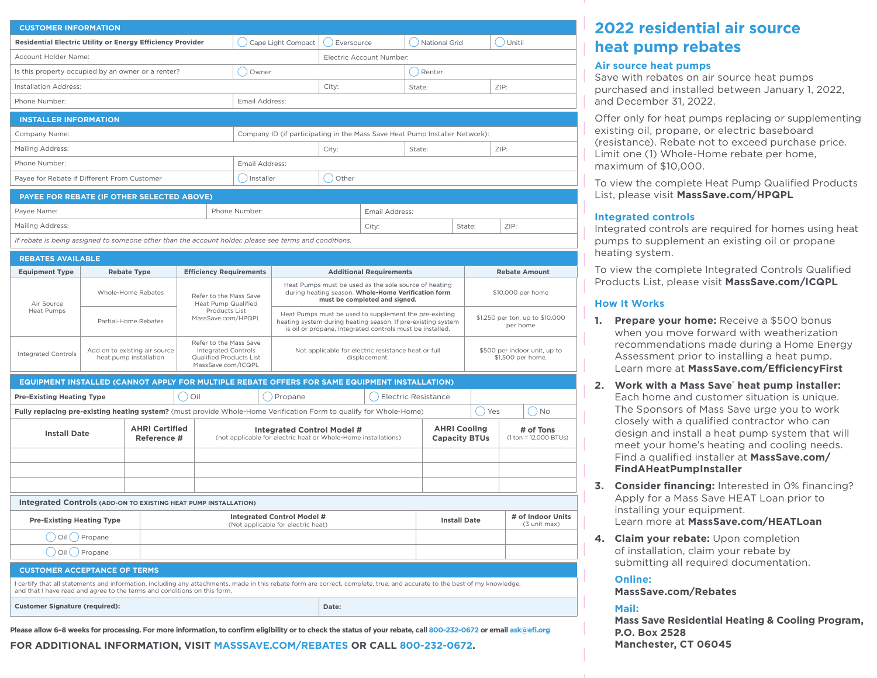## CUSTOMER INFORMATION

| | | | | |
|---|---|---|---|---|
| **Residential Electric Utility or Energy Efficiency Provider** | ◯ Cape Light Compact | ◯ Eversource | ◯ National Grid | ◯ Unitil |
| Account Holder Name: | | Electric Account Number: | | |
| Is this property occupied by an owner or a renter? | ◯ Owner | | ◯ Renter | |
| Installation Address: | | City: | State: | ZIP: |
| Phone Number: | Email Address: | | | |

## INSTALLER INFORMATION

| | | | | |
|---|---|---|---|---|
| Company Name: | Company ID (if participating in the Mass Save Heat Pump Installer Network): | | | |
| Mailing Address: | | City: | State: | ZIP: |
| Phone Number: | Email Address: | | | |
| Payee for Rebate if Different From Customer | ◯ Installer | ◯ Other | | |

## PAYEE FOR REBATE (IF OTHER SELECTED ABOVE)

| | | | | |
|---|---|---|---|---|
| Payee Name: | Phone Number: | Email Address: | | |
| Mailing Address: | | City: | State: | ZIP: |

*If rebate is being assigned to someone other than the account holder, please see terms and conditions.*

## REBATES AVAILABLE

| Equipment Type | Rebate Type | Efficiency Requirements | Additional Requirements | Rebate Amount |
|---|---|---|---|---|
| Air Source Heat Pumps | Whole-Home Rebates | Refer to the Mass Save Heat Pump Qualified Products List MassSave.com/HPQPL | Heat Pumps must be used as the sole source of heating during heating season. **Whole-Home Verification form must be completed and signed.** | $10,000 per home |
| | Partial-Home Rebates | | Heat Pumps must be used to supplement the pre-existing heating system during heating season. If pre-existing system is oil or propane, integrated controls must be installed. | $1,250 per ton, up to $10,000 per home |
| Integrated Controls | Add on to existing air source heat pump installation | Refer to the Mass Save Integrated Controls Qualified Products List MassSave.com/ICQPL | Not applicable for electric resistance heat or full displacement. | $500 per indoor unit, up to $1,500 per home. |

## EQUIPMENT INSTALLED (CANNOT APPLY FOR MULTIPLE REBATE OFFERS FOR SAME EQUIPMENT INSTALLATION)

**Pre-Existing Heating Type** ◯ Oil ◯ Propane ◯ Electric Resistance

**Fully replacing pre-existing heating system?** (must provide Whole-Home Verification Form to qualify for Whole-Home) ◯ Yes ◯ No

| Install Date | AHRI Certified Reference # | Integrated Control Model # (not applicable for electric heat or Whole-Home installations) | AHRI Cooling Capacity BTUs | # of Tons (1 ton = 12,000 BTUs) |
|---|---|---|---|---|
| | | | | |
| | | | | |
| | | | | |

## Integrated Controls (ADD-ON TO EXISTING HEAT PUMP INSTALLATION)

| Pre-Existing Heating Type | Integrated Control Model # (Not applicable for electric heat) | Install Date | # of Indoor Units (3 unit max) |
|---|---|---|---|
| ◯ Oil ◯ Propane | | | |
| ◯ Oil ◯ Propane | | | |

## CUSTOMER ACCEPTANCE OF TERMS

I certify that all statements and information, including any attachments, made in this rebate form are correct, complete, true, and accurate to the best of my knowledge, and that I have read and agree to the terms and conditions on this form.

| | |
|---|---|
| **Customer Signature (required):** | **Date:** |

**Please allow 6–8 weeks for processing. For more information, to confirm eligibility or to check the status of your rebate, call 800-232-0672 or email ask@efi.org**

**FOR ADDITIONAL INFORMATION, VISIT MASSSAVE.COM/REBATES OR CALL 800-232-0672.**

# 2022 residential air source heat pump rebates

## Air source heat pumps

Save with rebates on air source heat pumps purchased and installed between January 1, 2022, and December 31, 2022.

Offer only for heat pumps replacing or supplementing existing oil, propane, or electric baseboard (resistance). Rebate not to exceed purchase price. Limit one (1) Whole-Home rebate per home, maximum of $10,000.

To view the complete Heat Pump Qualified Products List, please visit **MassSave.com/HPQPL**

## Integrated controls

Integrated controls are required for homes using heat pumps to supplement an existing oil or propane heating system.

To view the complete Integrated Controls Qualified Products List, please visit **MassSave.com/ICQPL**

## How It Works

1. **Prepare your home:** Receive a $500 bonus when you move forward with weatherization recommendations made during a Home Energy Assessment prior to installing a heat pump. Learn more at **MassSave.com/EfficiencyFirst**
2. **Work with a Mass Save® heat pump installer:** Each home and customer situation is unique. The Sponsors of Mass Save urge you to work closely with a qualified contractor who can design and install a heat pump system that will meet your home's heating and cooling needs. Find a qualified installer at **MassSave.com/FindAHeatPumpInstaller**
3. **Consider financing:** Interested in 0% financing? Apply for a Mass Save HEAT Loan prior to installing your equipment. Learn more at **MassSave.com/HEATLoan**
4. **Claim your rebate:** Upon completion of installation, claim your rebate by submitting all required documentation.

   **Online:**
   **MassSave.com/Rebates**

   **Mail:**
   **Mass Save Residential Heating & Cooling Program,**
   **P.O. Box 2528**
   **Manchester, CT 06045**